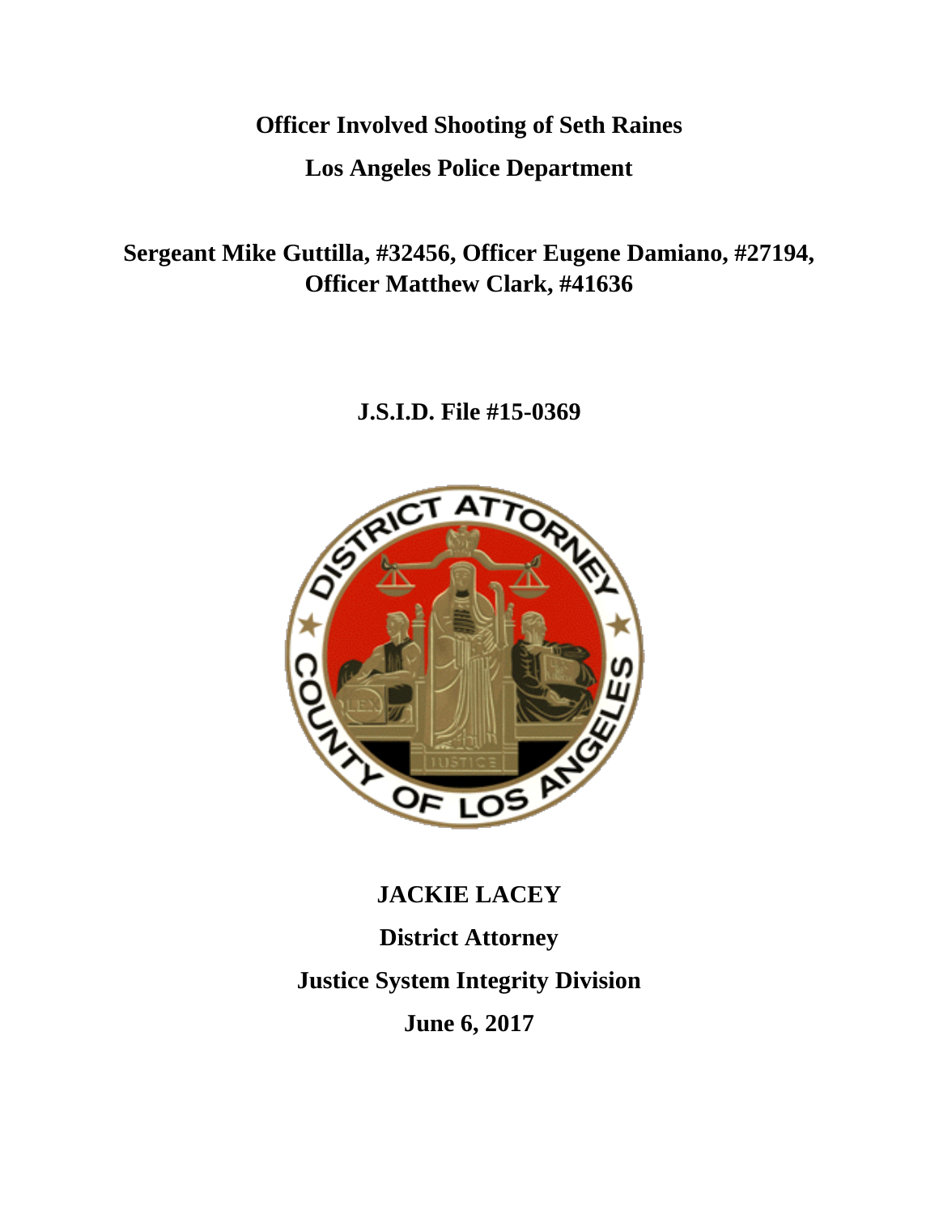# Officer Involved Shooting of Seth Raines

## Los Angeles Police Department

## Sergeant Mike Guttilla, #32456, Officer Eugene Damiano, #27194, Officer Matthew Clark, #41636

## J.S.I.D. File #15-0369

**JACKIE LACEY**

**District Attorney**

**Justice System Integrity Division**

**June 6, 2017**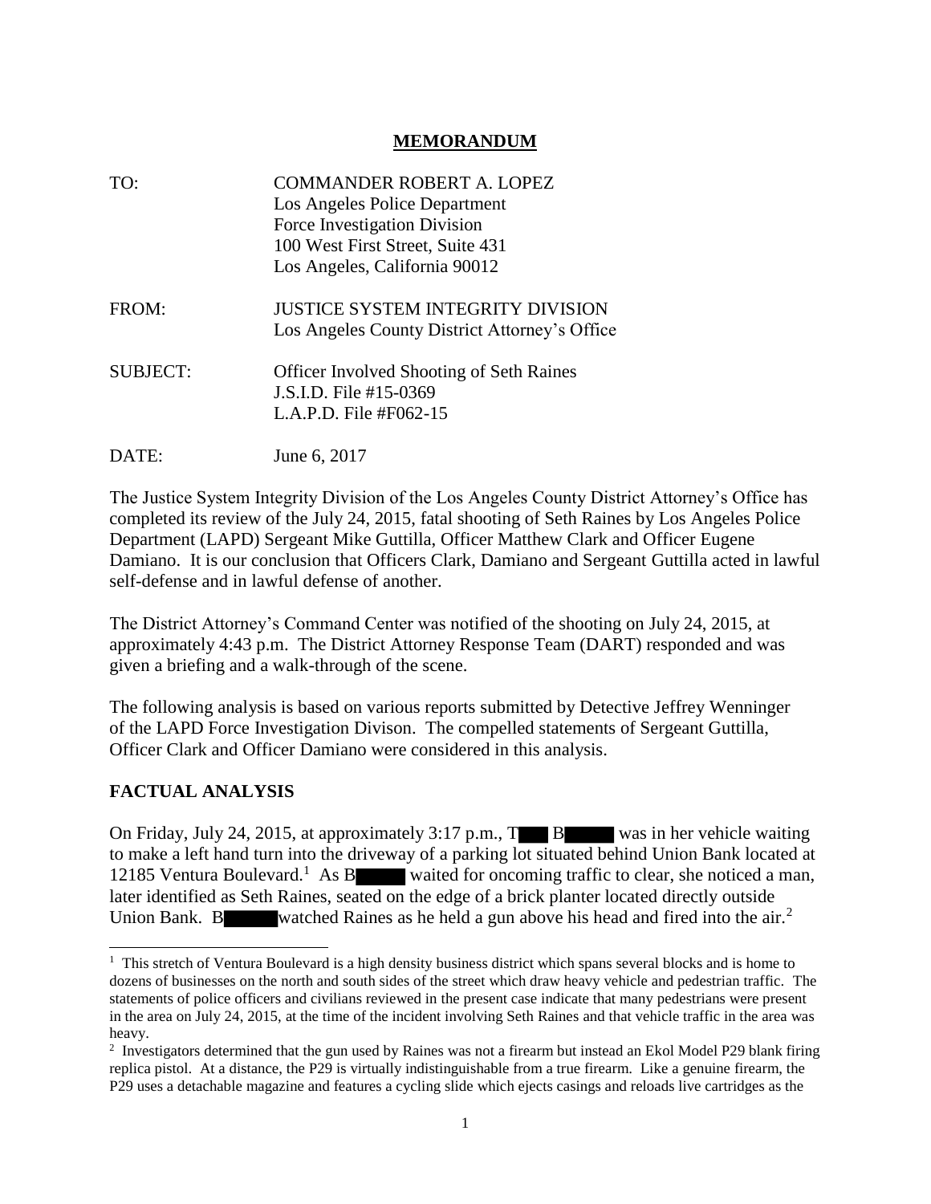# MEMORANDUM

TO: COMMANDER ROBERT A. LOPEZ
Los Angeles Police Department
Force Investigation Division
100 West First Street, Suite 431
Los Angeles, California 90012

FROM: JUSTICE SYSTEM INTEGRITY DIVISION
Los Angeles County District Attorney's Office

SUBJECT: Officer Involved Shooting of Seth Raines
J.S.I.D. File #15-0369
L.A.P.D. File #F062-15

DATE: June 6, 2017

The Justice System Integrity Division of the Los Angeles County District Attorney's Office has completed its review of the July 24, 2015, fatal shooting of Seth Raines by Los Angeles Police Department (LAPD) Sergeant Mike Guttilla, Officer Matthew Clark and Officer Eugene Damiano. It is our conclusion that Officers Clark, Damiano and Sergeant Guttilla acted in lawful self-defense and in lawful defense of another.

The District Attorney's Command Center was notified of the shooting on July 24, 2015, at approximately 4:43 p.m. The District Attorney Response Team (DART) responded and was given a briefing and a walk-through of the scene.

The following analysis is based on various reports submitted by Detective Jeffrey Wenninger of the LAPD Force Investigation Divison. The compelled statements of Sergeant Guttilla, Officer Clark and Officer Damiano were considered in this analysis.

## FACTUAL ANALYSIS

On Friday, July 24, 2015, at approximately 3:17 p.m., T█ B█████ was in her vehicle waiting to make a left hand turn into the driveway of a parking lot situated behind Union Bank located at 12185 Ventura Boulevard.[1] As B█████ waited for oncoming traffic to clear, she noticed a man, later identified as Seth Raines, seated on the edge of a brick planter located directly outside Union Bank. B█████ watched Raines as he held a gun above his head and fired into the air.[2]

---

[1] This stretch of Ventura Boulevard is a high density business district which spans several blocks and is home to dozens of businesses on the north and south sides of the street which draw heavy vehicle and pedestrian traffic. The statements of police officers and civilians reviewed in the present case indicate that many pedestrians were present in the area on July 24, 2015, at the time of the incident involving Seth Raines and that vehicle traffic in the area was heavy.

[2] Investigators determined that the gun used by Raines was not a firearm but instead an Ekol Model P29 blank firing replica pistol. At a distance, the P29 is virtually indistinguishable from a true firearm. Like a genuine firearm, the P29 uses a detachable magazine and features a cycling slide which ejects casings and reloads live cartridges as the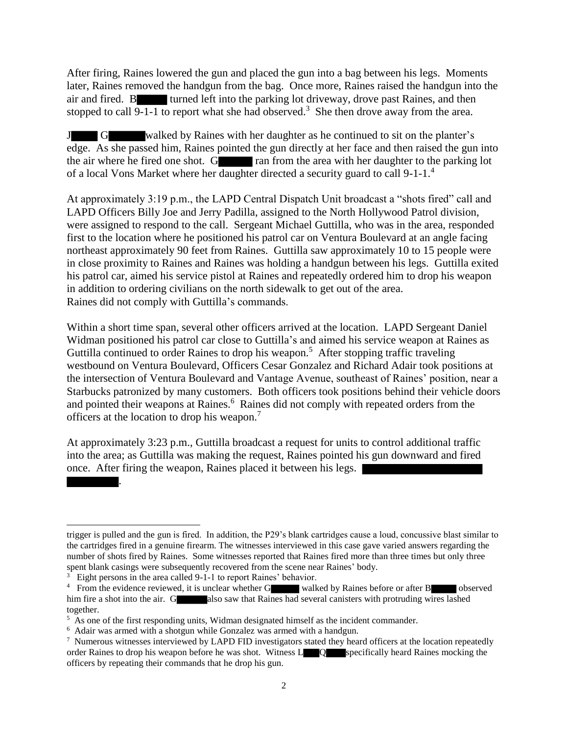After firing, Raines lowered the gun and placed the gun into a bag between his legs. Moments later, Raines removed the handgun from the bag. Once more, Raines raised the handgun into the air and fired. B█████ turned left into the parking lot driveway, drove past Raines, and then stopped to call 9-1-1 to report what she had observed.[3] She then drove away from the area.

J█████ G██████ walked by Raines with her daughter as he continued to sit on the planter's edge. As she passed him, Raines pointed the gun directly at her face and then raised the gun into the air where he fired one shot. G██████ ran from the area with her daughter to the parking lot of a local Vons Market where her daughter directed a security guard to call 9-1-1.[4]

At approximately 3:19 p.m., the LAPD Central Dispatch Unit broadcast a "shots fired" call and LAPD Officers Billy Joe and Jerry Padilla, assigned to the North Hollywood Patrol division, were assigned to respond to the call. Sergeant Michael Guttilla, who was in the area, responded first to the location where he positioned his patrol car on Ventura Boulevard at an angle facing northeast approximately 90 feet from Raines. Guttilla saw approximately 10 to 15 people were in close proximity to Raines and Raines was holding a handgun between his legs. Guttilla exited his patrol car, aimed his service pistol at Raines and repeatedly ordered him to drop his weapon in addition to ordering civilians on the north sidewalk to get out of the area.
Raines did not comply with Guttilla's commands.

Within a short time span, several other officers arrived at the location. LAPD Sergeant Daniel Widman positioned his patrol car close to Guttilla's and aimed his service weapon at Raines as Guttilla continued to order Raines to drop his weapon.[5] After stopping traffic traveling westbound on Ventura Boulevard, Officers Cesar Gonzalez and Richard Adair took positions at the intersection of Ventura Boulevard and Vantage Avenue, southeast of Raines' position, near a Starbucks patronized by many customers. Both officers took positions behind their vehicle doors and pointed their weapons at Raines.[6] Raines did not comply with repeated orders from the officers at the location to drop his weapon.[7]

At approximately 3:23 p.m., Guttilla broadcast a request for units to control additional traffic into the area; as Guttilla was making the request, Raines pointed his gun downward and fired once. After firing the weapon, Raines placed it between his legs. ████████████████████ ████████.

---

trigger is pulled and the gun is fired. In addition, the P29's blank cartridges cause a loud, concussive blast similar to the cartridges fired in a genuine firearm. The witnesses interviewed in this case gave varied answers regarding the number of shots fired by Raines. Some witnesses reported that Raines fired more than three times but only three spent blank casings were subsequently recovered from the scene near Raines' body.

[3] Eight persons in the area called 9-1-1 to report Raines' behavior.

[4] From the evidence reviewed, it is unclear whether G█████ walked by Raines before or after B█████ observed him fire a shot into the air. G██████ also saw that Raines had several canisters with protruding wires lashed together.

[5] As one of the first responding units, Widman designated himself as the incident commander.

[6] Adair was armed with a shotgun while Gonzalez was armed with a handgun.

[7] Numerous witnesses interviewed by LAPD FID investigators stated they heard officers at the location repeatedly order Raines to drop his weapon before he was shot. Witness L███Q███ specifically heard Raines mocking the officers by repeating their commands that he drop his gun.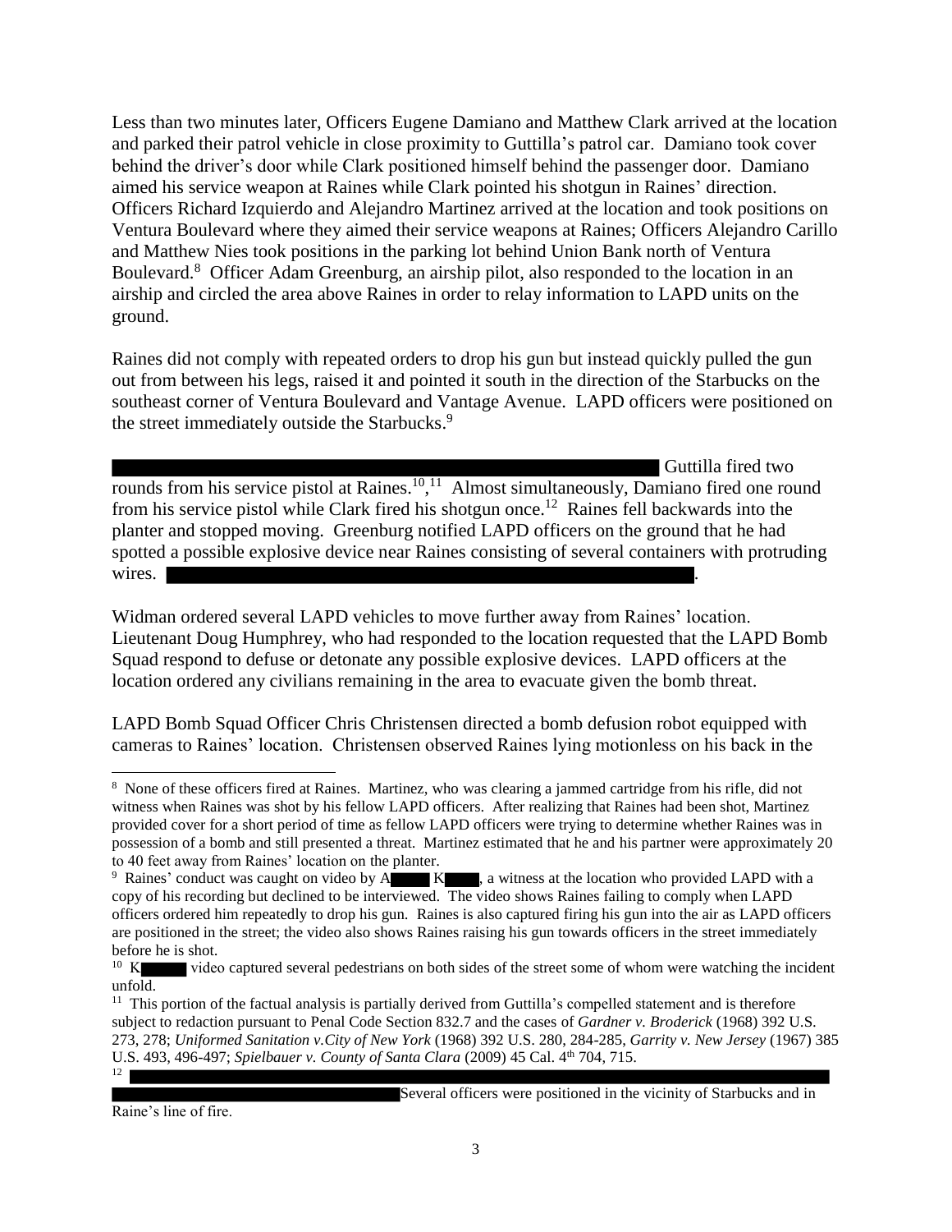Less than two minutes later, Officers Eugene Damiano and Matthew Clark arrived at the location and parked their patrol vehicle in close proximity to Guttilla's patrol car. Damiano took cover behind the driver's door while Clark positioned himself behind the passenger door. Damiano aimed his service weapon at Raines while Clark pointed his shotgun in Raines' direction. Officers Richard Izquierdo and Alejandro Martinez arrived at the location and took positions on Ventura Boulevard where they aimed their service weapons at Raines; Officers Alejandro Carillo and Matthew Nies took positions in the parking lot behind Union Bank north of Ventura Boulevard.[8] Officer Adam Greenburg, an airship pilot, also responded to the location in an airship and circled the area above Raines in order to relay information to LAPD units on the ground.

Raines did not comply with repeated orders to drop his gun but instead quickly pulled the gun out from between his legs, raised it and pointed it south in the direction of the Starbucks on the southeast corner of Ventura Boulevard and Vantage Avenue. LAPD officers were positioned on the street immediately outside the Starbucks.[9]

[REDACTED] Guttilla fired two rounds from his service pistol at Raines.[10],[11] Almost simultaneously, Damiano fired one round from his service pistol while Clark fired his shotgun once.[12] Raines fell backwards into the planter and stopped moving. Greenburg notified LAPD officers on the ground that he had spotted a possible explosive device near Raines consisting of several containers with protruding wires. [REDACTED].

Widman ordered several LAPD vehicles to move further away from Raines' location. Lieutenant Doug Humphrey, who had responded to the location requested that the LAPD Bomb Squad respond to defuse or detonate any possible explosive devices. LAPD officers at the location ordered any civilians remaining in the area to evacuate given the bomb threat.

LAPD Bomb Squad Officer Chris Christensen directed a bomb defusion robot equipped with cameras to Raines' location. Christensen observed Raines lying motionless on his back in the

---

[8] None of these officers fired at Raines. Martinez, who was clearing a jammed cartridge from his rifle, did not witness when Raines was shot by his fellow LAPD officers. After realizing that Raines had been shot, Martinez provided cover for a short period of time as fellow LAPD officers were trying to determine whether Raines was in possession of a bomb and still presented a threat. Martinez estimated that he and his partner were approximately 20 to 40 feet away from Raines' location on the planter.

[9] Raines' conduct was caught on video by A[REDACTED] K[REDACTED], a witness at the location who provided LAPD with a copy of his recording but declined to be interviewed. The video shows Raines failing to comply when LAPD officers ordered him repeatedly to drop his gun. Raines is also captured firing his gun into the air as LAPD officers are positioned in the street; the video also shows Raines raising his gun towards officers in the street immediately before he is shot.

[10] K[REDACTED] video captured several pedestrians on both sides of the street some of whom were watching the incident unfold.

[11] This portion of the factual analysis is partially derived from Guttilla's compelled statement and is therefore subject to redaction pursuant to Penal Code Section 832.7 and the cases of *Gardner v. Broderick* (1968) 392 U.S. 273, 278; *Uniformed Sanitation v.City of New York* (1968) 392 U.S. 280, 284-285, *Garrity v. New Jersey* (1967) 385 U.S. 493, 496-497; *Spielbauer v. County of Santa Clara* (2009) 45 Cal. 4th 704, 715.

[12] [REDACTED] Several officers were positioned in the vicinity of Starbucks and in Raine's line of fire.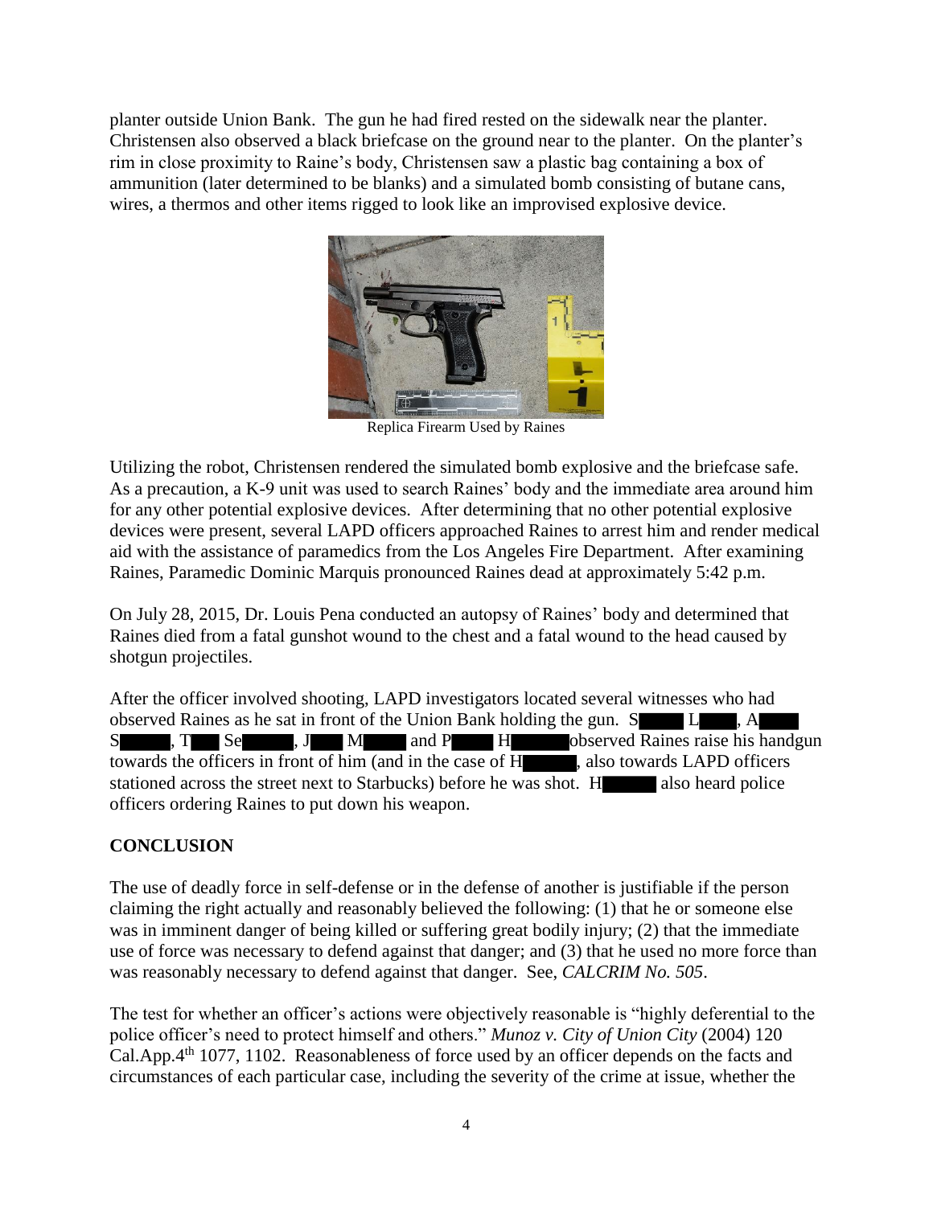planter outside Union Bank. The gun he had fired rested on the sidewalk near the planter. Christensen also observed a black briefcase on the ground near to the planter. On the planter's rim in close proximity to Raine's body, Christensen saw a plastic bag containing a box of ammunition (later determined to be blanks) and a simulated bomb consisting of butane cans, wires, a thermos and other items rigged to look like an improvised explosive device.

Replica Firearm Used by Raines

Utilizing the robot, Christensen rendered the simulated bomb explosive and the briefcase safe. As a precaution, a K-9 unit was used to search Raines' body and the immediate area around him for any other potential explosive devices. After determining that no other potential explosive devices were present, several LAPD officers approached Raines to arrest him and render medical aid with the assistance of paramedics from the Los Angeles Fire Department. After examining Raines, Paramedic Dominic Marquis pronounced Raines dead at approximately 5:42 p.m.

On July 28, 2015, Dr. Louis Pena conducted an autopsy of Raines' body and determined that Raines died from a fatal gunshot wound to the chest and a fatal wound to the head caused by shotgun projectiles.

After the officer involved shooting, LAPD investigators located several witnesses who had observed Raines as he sat in front of the Union Bank holding the gun. S█ L█, A█ S█, T█ Se█, J█ M█ and P█ H█ observed Raines raise his handgun towards the officers in front of him (and in the case of H█, also towards LAPD officers stationed across the street next to Starbucks) before he was shot. H█ also heard police officers ordering Raines to put down his weapon.

## CONCLUSION

The use of deadly force in self-defense or in the defense of another is justifiable if the person claiming the right actually and reasonably believed the following: (1) that he or someone else was in imminent danger of being killed or suffering great bodily injury; (2) that the immediate use of force was necessary to defend against that danger; and (3) that he used no more force than was reasonably necessary to defend against that danger. See, *CALCRIM No. 505*.

The test for whether an officer's actions were objectively reasonable is "highly deferential to the police officer's need to protect himself and others." *Munoz v. City of Union City* (2004) 120 Cal.App.4th 1077, 1102. Reasonableness of force used by an officer depends on the facts and circumstances of each particular case, including the severity of the crime at issue, whether the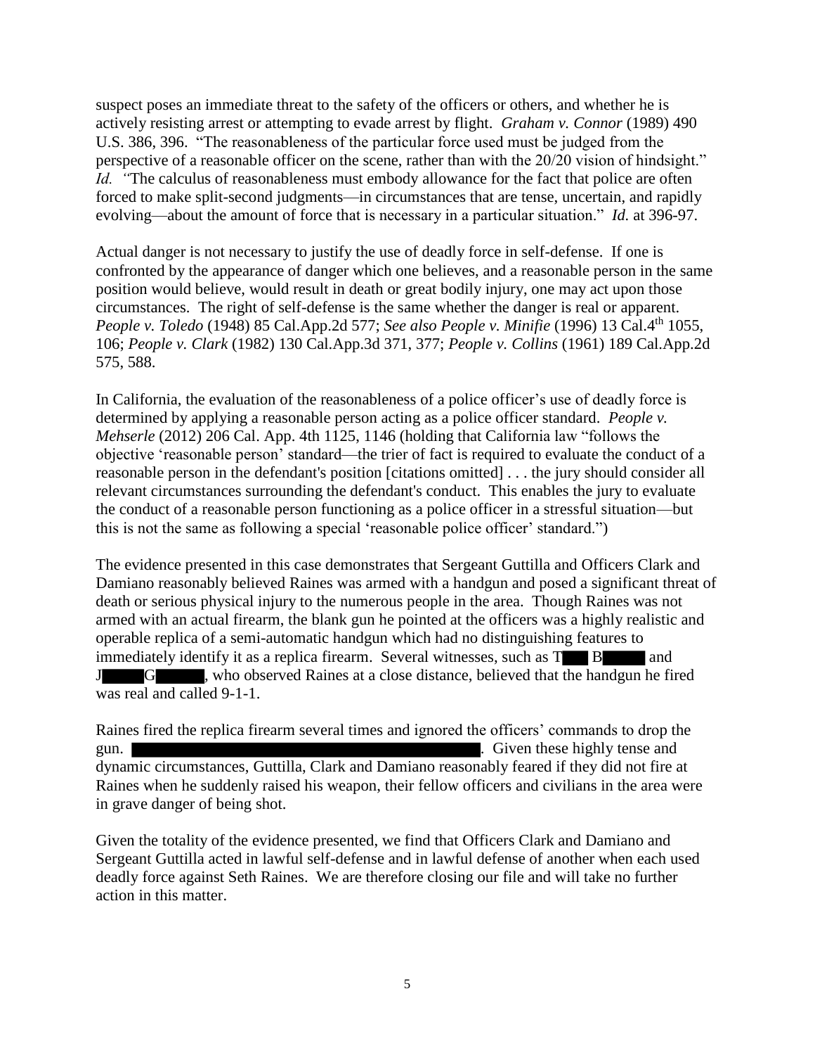suspect poses an immediate threat to the safety of the officers or others, and whether he is actively resisting arrest or attempting to evade arrest by flight. *Graham v. Connor* (1989) 490 U.S. 386, 396. "The reasonableness of the particular force used must be judged from the perspective of a reasonable officer on the scene, rather than with the 20/20 vision of hindsight." *Id.* "The calculus of reasonableness must embody allowance for the fact that police are often forced to make split-second judgments—in circumstances that are tense, uncertain, and rapidly evolving—about the amount of force that is necessary in a particular situation." *Id.* at 396-97.

Actual danger is not necessary to justify the use of deadly force in self-defense. If one is confronted by the appearance of danger which one believes, and a reasonable person in the same position would believe, would result in death or great bodily injury, one may act upon those circumstances. The right of self-defense is the same whether the danger is real or apparent. *People v. Toledo* (1948) 85 Cal.App.2d 577; *See also People v. Minifie* (1996) 13 Cal.4th 1055, 106; *People v. Clark* (1982) 130 Cal.App.3d 371, 377; *People v. Collins* (1961) 189 Cal.App.2d 575, 588.

In California, the evaluation of the reasonableness of a police officer's use of deadly force is determined by applying a reasonable person acting as a police officer standard. *People v. Mehserle* (2012) 206 Cal. App. 4th 1125, 1146 (holding that California law "follows the objective 'reasonable person' standard—the trier of fact is required to evaluate the conduct of a reasonable person in the defendant's position [citations omitted] . . . the jury should consider all relevant circumstances surrounding the defendant's conduct. This enables the jury to evaluate the conduct of a reasonable person functioning as a police officer in a stressful situation—but this is not the same as following a special 'reasonable police officer' standard.")

The evidence presented in this case demonstrates that Sergeant Guttilla and Officers Clark and Damiano reasonably believed Raines was armed with a handgun and posed a significant threat of death or serious physical injury to the numerous people in the area. Though Raines was not armed with an actual firearm, the blank gun he pointed at the officers was a highly realistic and operable replica of a semi-automatic handgun which had no distinguishing features to immediately identify it as a replica firearm. Several witnesses, such as T█ B█ and J█ G█, who observed Raines at a close distance, believed that the handgun he fired was real and called 9-1-1.

Raines fired the replica firearm several times and ignored the officers' commands to drop the gun. █. Given these highly tense and dynamic circumstances, Guttilla, Clark and Damiano reasonably feared if they did not fire at Raines when he suddenly raised his weapon, their fellow officers and civilians in the area were in grave danger of being shot.

Given the totality of the evidence presented, we find that Officers Clark and Damiano and Sergeant Guttilla acted in lawful self-defense and in lawful defense of another when each used deadly force against Seth Raines. We are therefore closing our file and will take no further action in this matter.